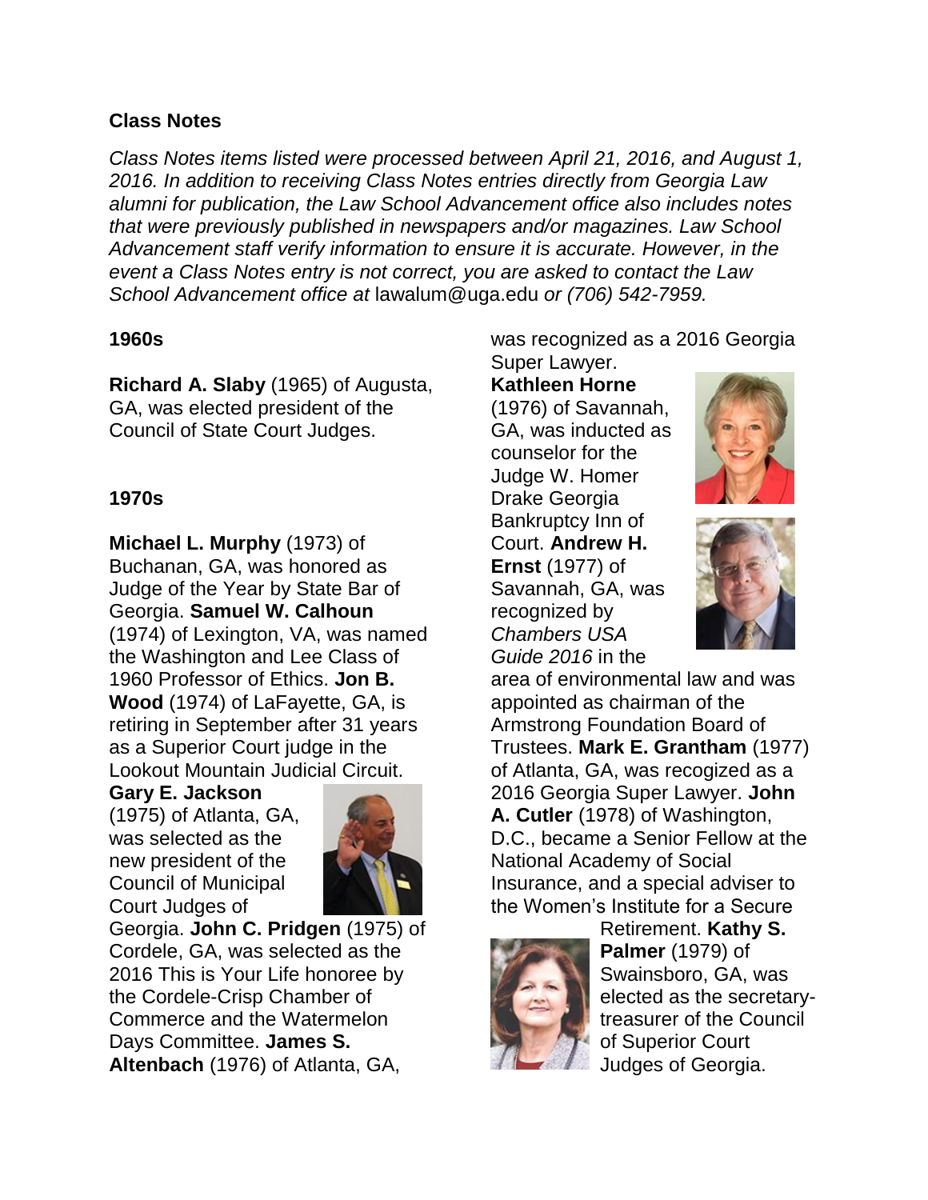## Class Notes

*Class Notes items listed were processed between April 21, 2016, and August 1, 2016. In addition to receiving Class Notes entries directly from Georgia Law alumni for publication, the Law School Advancement office also includes notes that were previously published in newspapers and/or magazines. Law School Advancement staff verify information to ensure it is accurate. However, in the event a Class Notes entry is not correct, you are asked to contact the Law School Advancement office at* lawalum@uga.edu *or (706) 542-7959.*

### 1960s

**Richard A. Slaby** (1965) of Augusta, GA, was elected president of the Council of State Court Judges.

### 1970s

**Michael L. Murphy** (1973) of Buchanan, GA, was honored as Judge of the Year by State Bar of Georgia. **Samuel W. Calhoun** (1974) of Lexington, VA, was named the Washington and Lee Class of 1960 Professor of Ethics. **Jon B. Wood** (1974) of LaFayette, GA, is retiring in September after 31 years as a Superior Court judge in the Lookout Mountain Judicial Circuit. **Gary E. Jackson** (1975) of Atlanta, GA, was selected as the new president of the Council of Municipal Court Judges of Georgia. **John C. Pridgen** (1975) of Cordele, GA, was selected as the 2016 This is Your Life honoree by the Cordele-Crisp Chamber of Commerce and the Watermelon Days Committee. **James S. Altenbach** (1976) of Atlanta, GA, was recognized as a 2016 Georgia Super Lawyer. **Kathleen Horne** (1976) of Savannah, GA, was inducted as counselor for the Judge W. Homer Drake Georgia Bankruptcy Inn of Court. **Andrew H. Ernst** (1977) of Savannah, GA, was recognized by *Chambers USA Guide 2016* in the area of environmental law and was appointed as chairman of the Armstrong Foundation Board of Trustees. **Mark E. Grantham** (1977) of Atlanta, GA, was recogized as a 2016 Georgia Super Lawyer. **John A. Cutler** (1978) of Washington, D.C., became a Senior Fellow at the National Academy of Social Insurance, and a special adviser to the Women's Institute for a Secure Retirement. **Kathy S. Palmer** (1979) of Swainsboro, GA, was elected as the secretary-treasurer of the Council of Superior Court Judges of Georgia.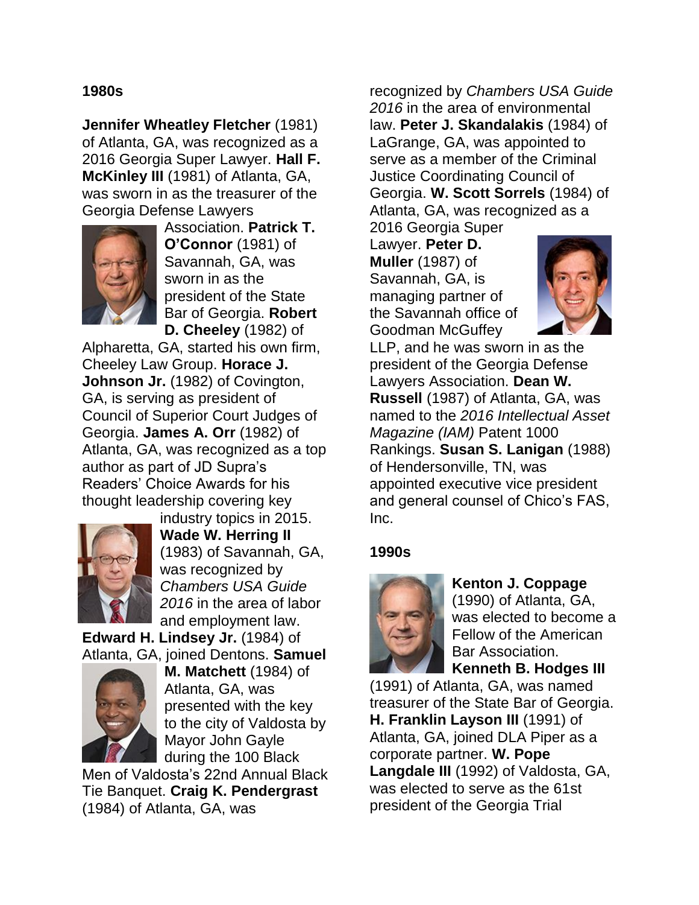### 1980s

**Jennifer Wheatley Fletcher** (1981) of Atlanta, GA, was recognized as a 2016 Georgia Super Lawyer. **Hall F. McKinley III** (1981) of Atlanta, GA, was sworn in as the treasurer of the Georgia Defense Lawyers Association. **Patrick T. O'Connor** (1981) of Savannah, GA, was sworn in as the president of the State Bar of Georgia. **Robert D. Cheeley** (1982) of Alpharetta, GA, started his own firm, Cheeley Law Group. **Horace J. Johnson Jr.** (1982) of Covington, GA, is serving as president of Council of Superior Court Judges of Georgia. **James A. Orr** (1982) of Atlanta, GA, was recognized as a top author as part of JD Supra's Readers' Choice Awards for his thought leadership covering key industry topics in 2015. **Wade W. Herring II** (1983) of Savannah, GA, was recognized by *Chambers USA Guide 2016* in the area of labor and employment law. **Edward H. Lindsey Jr.** (1984) of Atlanta, GA, joined Dentons. **Samuel M. Matchett** (1984) of Atlanta, GA, was presented with the key to the city of Valdosta by Mayor John Gayle during the 100 Black Men of Valdosta's 22nd Annual Black Tie Banquet. **Craig K. Pendergrast** (1984) of Atlanta, GA, was recognized by *Chambers USA Guide 2016* in the area of environmental law. **Peter J. Skandalakis** (1984) of LaGrange, GA, was appointed to serve as a member of the Criminal Justice Coordinating Council of Georgia. **W. Scott Sorrels** (1984) of Atlanta, GA, was recognized as a 2016 Georgia Super Lawyer. **Peter D. Muller** (1987) of Savannah, GA, is managing partner of the Savannah office of Goodman McGuffey LLP, and he was sworn in as the president of the Georgia Defense Lawyers Association. **Dean W. Russell** (1987) of Atlanta, GA, was named to the *2016 Intellectual Asset Magazine (IAM)* Patent 1000 Rankings. **Susan S. Lanigan** (1988) of Hendersonville, TN, was appointed executive vice president and general counsel of Chico's FAS, Inc.

### 1990s

**Kenton J. Coppage** (1990) of Atlanta, GA, was elected to become a Fellow of the American Bar Association. **Kenneth B. Hodges III** (1991) of Atlanta, GA, was named treasurer of the State Bar of Georgia. **H. Franklin Layson III** (1991) of Atlanta, GA, joined DLA Piper as a corporate partner. **W. Pope Langdale III** (1992) of Valdosta, GA, was elected to serve as the 61st president of the Georgia Trial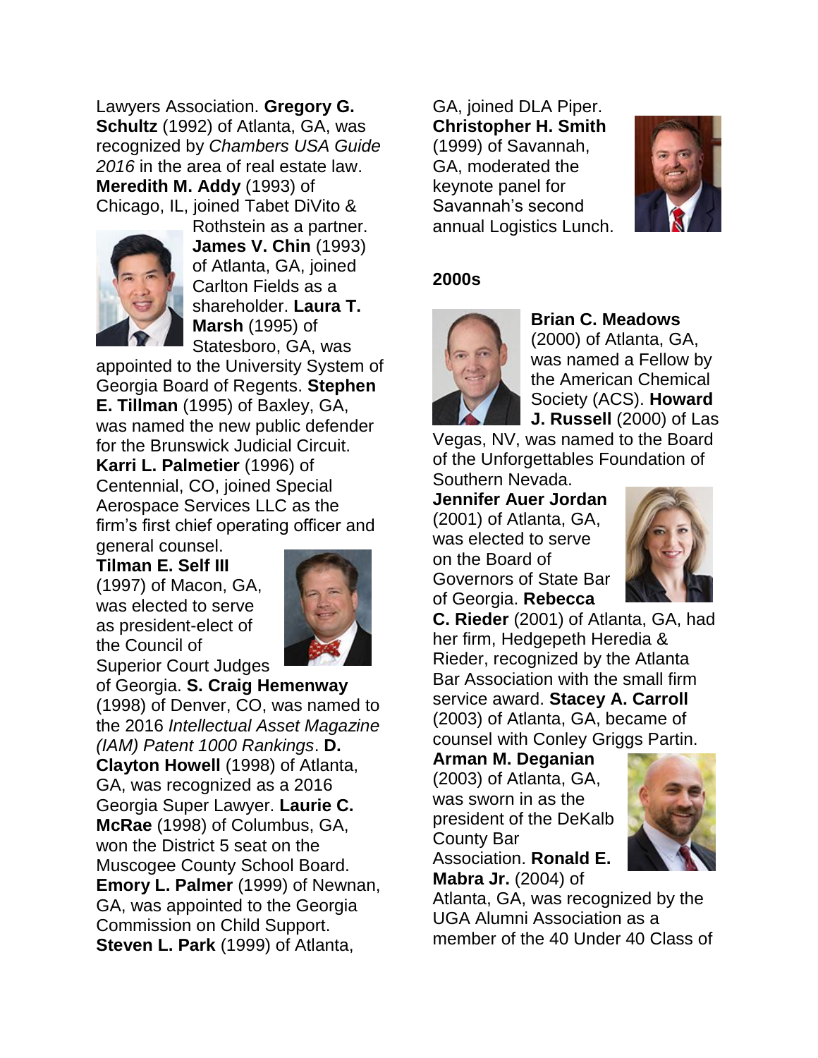Lawyers Association. **Gregory G. Schultz** (1992) of Atlanta, GA, was recognized by *Chambers USA Guide 2016* in the area of real estate law. **Meredith M. Addy** (1993) of Chicago, IL, joined Tabet DiVito & Rothstein as a partner. **James V. Chin** (1993) of Atlanta, GA, joined Carlton Fields as a shareholder. **Laura T. Marsh** (1995) of Statesboro, GA, was appointed to the University System of Georgia Board of Regents. **Stephen E. Tillman** (1995) of Baxley, GA, was named the new public defender for the Brunswick Judicial Circuit. **Karri L. Palmetier** (1996) of Centennial, CO, joined Special Aerospace Services LLC as the firm's first chief operating officer and general counsel. **Tilman E. Self III** (1997) of Macon, GA, was elected to serve as president-elect of the Council of Superior Court Judges of Georgia. **S. Craig Hemenway** (1998) of Denver, CO, was named to the 2016 *Intellectual Asset Magazine (IAM) Patent 1000 Rankings*. **D. Clayton Howell** (1998) of Atlanta, GA, was recognized as a 2016 Georgia Super Lawyer. **Laurie C. McRae** (1998) of Columbus, GA, won the District 5 seat on the Muscogee County School Board. **Emory L. Palmer** (1999) of Newnan, GA, was appointed to the Georgia Commission on Child Support. **Steven L. Park** (1999) of Atlanta, GA, joined DLA Piper. **Christopher H. Smith** (1999) of Savannah, GA, moderated the keynote panel for Savannah's second annual Logistics Lunch.

## 2000s

**Brian C. Meadows** (2000) of Atlanta, GA, was named a Fellow by the American Chemical Society (ACS). **Howard J. Russell** (2000) of Las Vegas, NV, was named to the Board of the Unforgettables Foundation of Southern Nevada. **Jennifer Auer Jordan** (2001) of Atlanta, GA, was elected to serve on the Board of Governors of State Bar of Georgia. **Rebecca C. Rieder** (2001) of Atlanta, GA, had her firm, Hedgepeth Heredia & Rieder, recognized by the Atlanta Bar Association with the small firm service award. **Stacey A. Carroll** (2003) of Atlanta, GA, became of counsel with Conley Griggs Partin. **Arman M. Deganian** (2003) of Atlanta, GA, was sworn in as the president of the DeKalb County Bar Association. **Ronald E. Mabra Jr.** (2004) of Atlanta, GA, was recognized by the UGA Alumni Association as a member of the 40 Under 40 Class of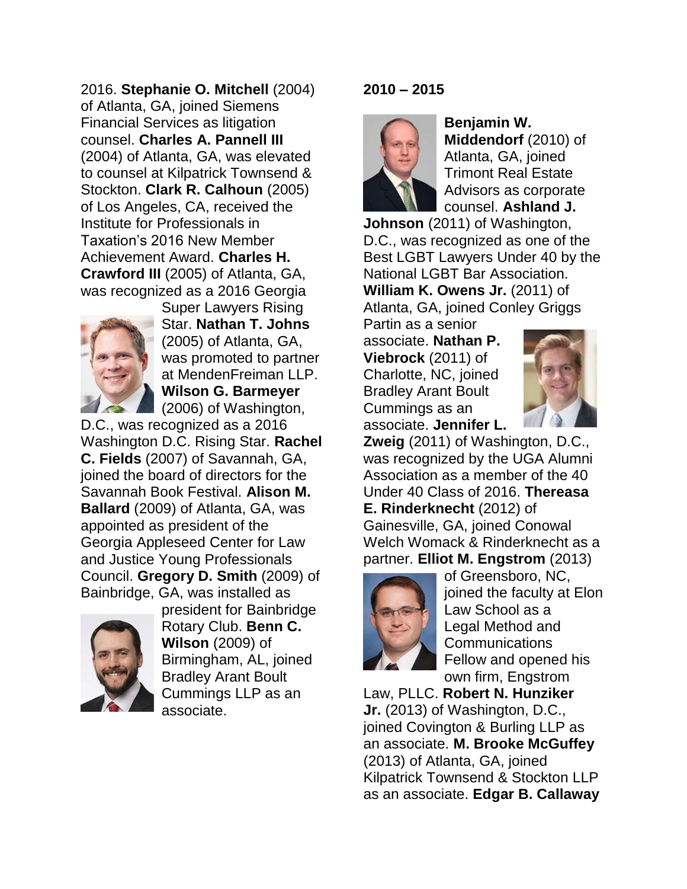2016. **Stephanie O. Mitchell** (2004) of Atlanta, GA, joined Siemens Financial Services as litigation counsel. **Charles A. Pannell III** (2004) of Atlanta, GA, was elevated to counsel at Kilpatrick Townsend & Stockton. **Clark R. Calhoun** (2005) of Los Angeles, CA, received the Institute for Professionals in Taxation's 2016 New Member Achievement Award. **Charles H. Crawford III** (2005) of Atlanta, GA, was recognized as a 2016 Georgia Super Lawyers Rising Star. **Nathan T. Johns** (2005) of Atlanta, GA, was promoted to partner at MendenFreiman LLP. **Wilson G. Barmeyer** (2006) of Washington, D.C., was recognized as a 2016 Washington D.C. Rising Star. **Rachel C. Fields** (2007) of Savannah, GA, joined the board of directors for the Savannah Book Festival. **Alison M. Ballard** (2009) of Atlanta, GA, was appointed as president of the Georgia Appleseed Center for Law and Justice Young Professionals Council. **Gregory D. Smith** (2009) of Bainbridge, GA, was installed as president for Bainbridge Rotary Club. **Benn C. Wilson** (2009) of Birmingham, AL, joined Bradley Arant Boult Cummings LLP as an associate.

**2010 – 2015**

**Benjamin W. Middendorf** (2010) of Atlanta, GA, joined Trimont Real Estate Advisors as corporate counsel. **Ashland J. Johnson** (2011) of Washington, D.C., was recognized as one of the Best LGBT Lawyers Under 40 by the National LGBT Bar Association. **William K. Owens Jr.** (2011) of Atlanta, GA, joined Conley Griggs Partin as a senior associate. **Nathan P. Viebrock** (2011) of Charlotte, NC, joined Bradley Arant Boult Cummings as an associate. **Jennifer L. Zweig** (2011) of Washington, D.C., was recognized by the UGA Alumni Association as a member of the 40 Under 40 Class of 2016. **Thereasa E. Rinderknecht** (2012) of Gainesville, GA, joined Conowal Welch Womack & Rinderknecht as a partner. **Elliot M. Engstrom** (2013) of Greensboro, NC, joined the faculty at Elon Law School as a Legal Method and Communications Fellow and opened his own firm, Engstrom Law, PLLC. **Robert N. Hunziker Jr.** (2013) of Washington, D.C., joined Covington & Burling LLP as an associate. **M. Brooke McGuffey** (2013) of Atlanta, GA, joined Kilpatrick Townsend & Stockton LLP as an associate. **Edgar B. Callaway**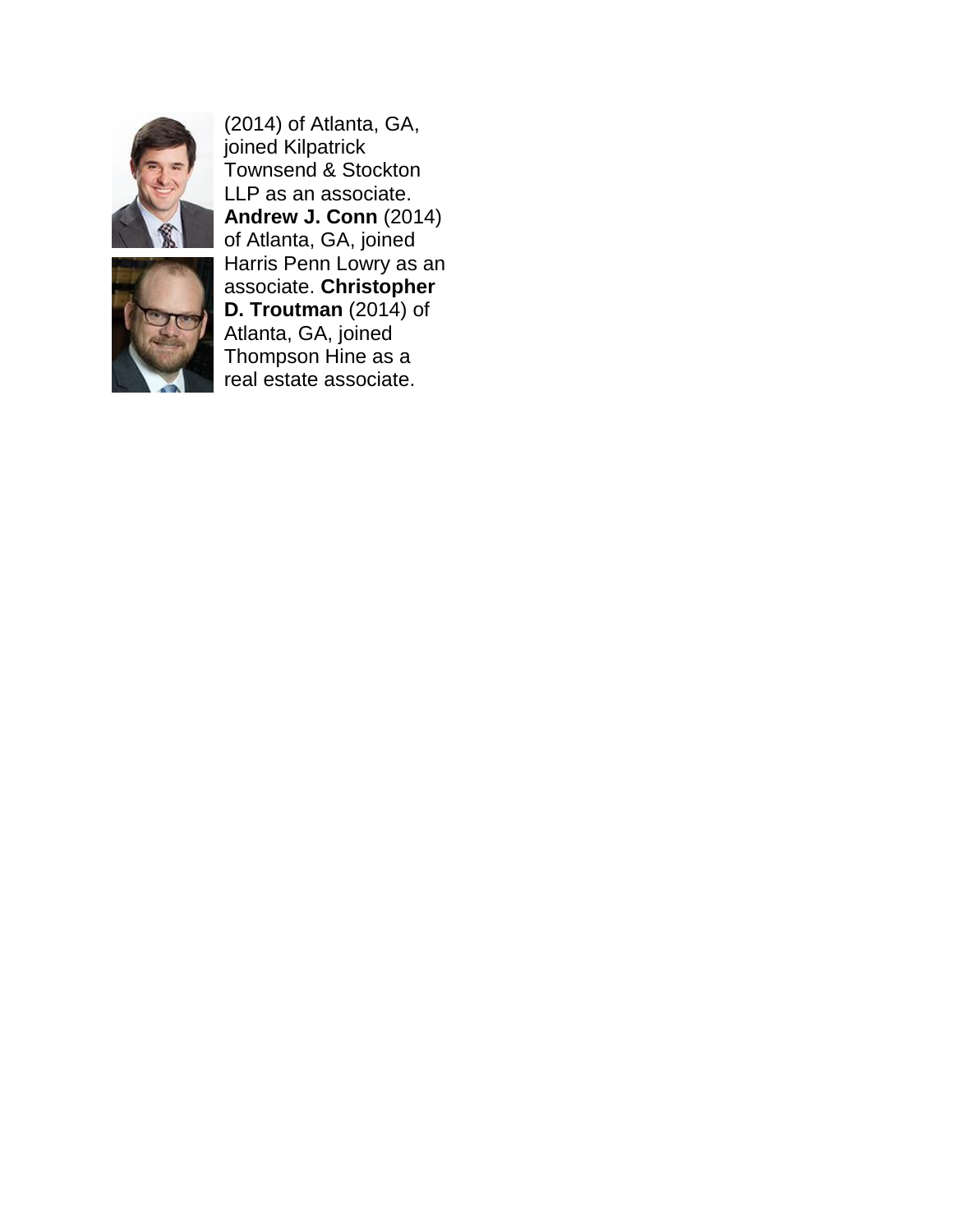(2014) of Atlanta, GA, joined Kilpatrick Townsend & Stockton LLP as an associate. **Andrew J. Conn** (2014) of Atlanta, GA, joined Harris Penn Lowry as an associate. **Christopher D. Troutman** (2014) of Atlanta, GA, joined Thompson Hine as a real estate associate.